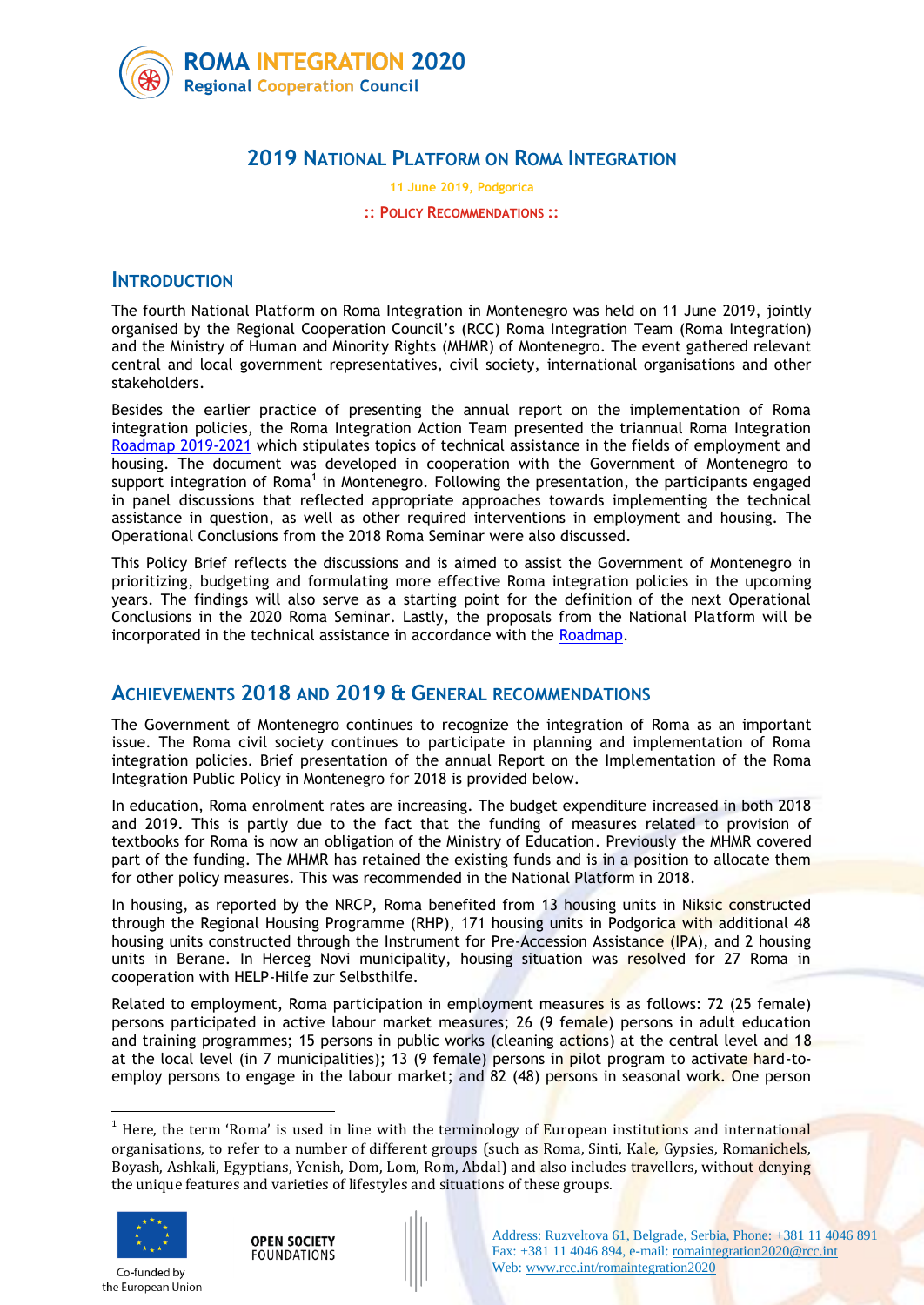ROMA INTEGRATION 2020
Regional Cooperation Council

# 2019 National Platform on Roma Integration

11 June 2019, Podgorica

:: Policy Recommendations ::

## Introduction

The fourth National Platform on Roma Integration in Montenegro was held on 11 June 2019, jointly organised by the Regional Cooperation Council's (RCC) Roma Integration Team (Roma Integration) and the Ministry of Human and Minority Rights (MHMR) of Montenegro. The event gathered relevant central and local government representatives, civil society, international organisations and other stakeholders.

Besides the earlier practice of presenting the annual report on the implementation of Roma integration policies, the Roma Integration Action Team presented the triannual Roma Integration Roadmap 2019-2021 which stipulates topics of technical assistance in the fields of employment and housing. The document was developed in cooperation with the Government of Montenegro to support integration of Roma[1] in Montenegro. Following the presentation, the participants engaged in panel discussions that reflected appropriate approaches towards implementing the technical assistance in question, as well as other required interventions in employment and housing. The Operational Conclusions from the 2018 Roma Seminar were also discussed.

This Policy Brief reflects the discussions and is aimed to assist the Government of Montenegro in prioritizing, budgeting and formulating more effective Roma integration policies in the upcoming years. The findings will also serve as a starting point for the definition of the next Operational Conclusions in the 2020 Roma Seminar. Lastly, the proposals from the National Platform will be incorporated in the technical assistance in accordance with the Roadmap.

## Achievements 2018 and 2019 & General recommendations

The Government of Montenegro continues to recognize the integration of Roma as an important issue. The Roma civil society continues to participate in planning and implementation of Roma integration policies. Brief presentation of the annual Report on the Implementation of the Roma Integration Public Policy in Montenegro for 2018 is provided below.

In education, Roma enrolment rates are increasing. The budget expenditure increased in both 2018 and 2019. This is partly due to the fact that the funding of measures related to provision of textbooks for Roma is now an obligation of the Ministry of Education. Previously the MHMR covered part of the funding. The MHMR has retained the existing funds and is in a position to allocate them for other policy measures. This was recommended in the National Platform in 2018.

In housing, as reported by the NRCP, Roma benefited from 13 housing units in Niksic constructed through the Regional Housing Programme (RHP), 171 housing units in Podgorica with additional 48 housing units constructed through the Instrument for Pre-Accession Assistance (IPA), and 2 housing units in Berane. In Herceg Novi municipality, housing situation was resolved for 27 Roma in cooperation with HELP-Hilfe zur Selbsthilfe.

Related to employment, Roma participation in employment measures is as follows: 72 (25 female) persons participated in active labour market measures; 26 (9 female) persons in adult education and training programmes; 15 persons in public works (cleaning actions) at the central level and 18 at the local level (in 7 municipalities); 13 (9 female) persons in pilot program to activate hard-to-employ persons to engage in the labour market; and 82 (48) persons in seasonal work. One person

---

[1] Here, the term 'Roma' is used in line with the terminology of European institutions and international organisations, to refer to a number of different groups (such as Roma, Sinti, Kale, Gypsies, Romanichels, Boyash, Ashkali, Egyptians, Yenish, Dom, Lom, Rom, Abdal) and also includes travellers, without denying the unique features and varieties of lifestyles and situations of these groups.

Co-funded by the European Union

OPEN SOCIETY FOUNDATIONS

Address: Ruzveltova 61, Belgrade, Serbia, Phone: +381 11 4046 891
Fax: +381 11 4046 894, e-mail: romaintegration2020@rcc.int
Web: www.rcc.int/romaintegration2020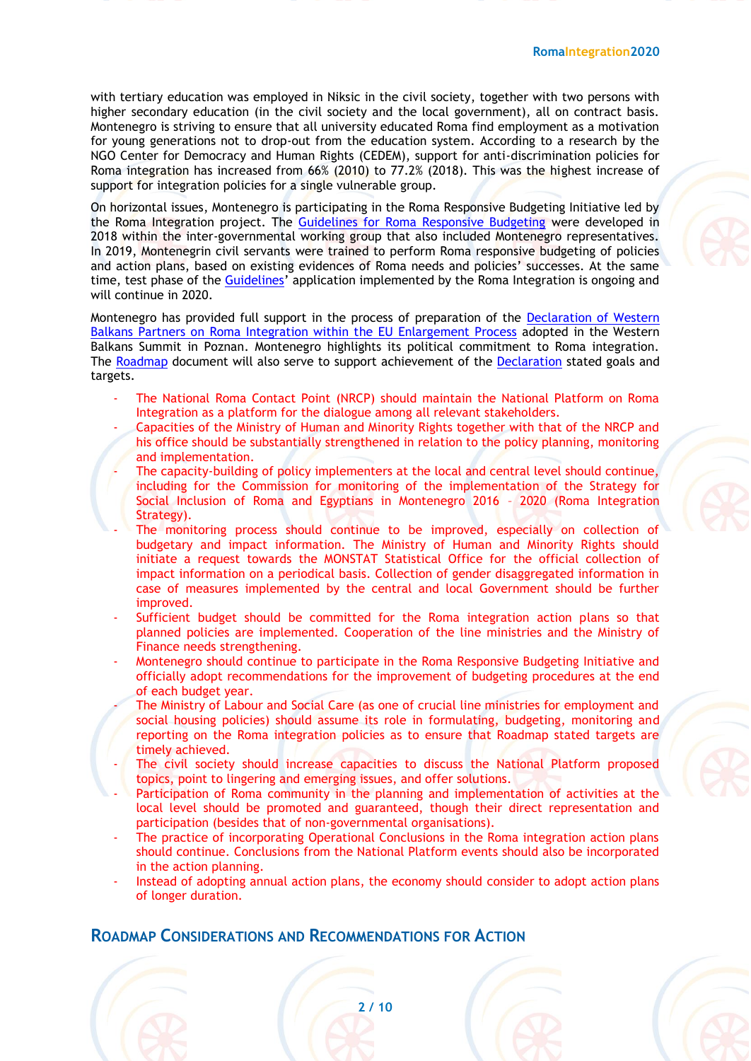with tertiary education was employed in Niksic in the civil society, together with two persons with higher secondary education (in the civil society and the local government), all on contract basis. Montenegro is striving to ensure that all university educated Roma find employment as a motivation for young generations not to drop-out from the education system. According to a research by the NGO Center for Democracy and Human Rights (CEDEM), support for anti-discrimination policies for Roma integration has increased from 66% (2010) to 77.2% (2018). This was the highest increase of support for integration policies for a single vulnerable group.

On horizontal issues, Montenegro is participating in the Roma Responsive Budgeting Initiative led by the Roma Integration project. The Guidelines for Roma Responsive Budgeting were developed in 2018 within the inter-governmental working group that also included Montenegro representatives. In 2019, Montenegrin civil servants were trained to perform Roma responsive budgeting of policies and action plans, based on existing evidences of Roma needs and policies' successes. At the same time, test phase of the Guidelines' application implemented by the Roma Integration is ongoing and will continue in 2020.

Montenegro has provided full support in the process of preparation of the Declaration of Western Balkans Partners on Roma Integration within the EU Enlargement Process adopted in the Western Balkans Summit in Poznan. Montenegro highlights its political commitment to Roma integration. The Roadmap document will also serve to support achievement of the Declaration stated goals and targets.

- The National Roma Contact Point (NRCP) should maintain the National Platform on Roma Integration as a platform for the dialogue among all relevant stakeholders.
- Capacities of the Ministry of Human and Minority Rights together with that of the NRCP and his office should be substantially strengthened in relation to the policy planning, monitoring and implementation.
- The capacity-building of policy implementers at the local and central level should continue, including for the Commission for monitoring of the implementation of the Strategy for Social Inclusion of Roma and Egyptians in Montenegro 2016 – 2020 (Roma Integration Strategy).
- The monitoring process should continue to be improved, especially on collection of budgetary and impact information. The Ministry of Human and Minority Rights should initiate a request towards the MONSTAT Statistical Office for the official collection of impact information on a periodical basis. Collection of gender disaggregated information in case of measures implemented by the central and local Government should be further improved.
- Sufficient budget should be committed for the Roma integration action plans so that planned policies are implemented. Cooperation of the line ministries and the Ministry of Finance needs strengthening.
- Montenegro should continue to participate in the Roma Responsive Budgeting Initiative and officially adopt recommendations for the improvement of budgeting procedures at the end of each budget year.
- The Ministry of Labour and Social Care (as one of crucial line ministries for employment and social housing policies) should assume its role in formulating, budgeting, monitoring and reporting on the Roma integration policies as to ensure that Roadmap stated targets are timely achieved.
- The civil society should increase capacities to discuss the National Platform proposed topics, point to lingering and emerging issues, and offer solutions.
- Participation of Roma community in the planning and implementation of activities at the local level should be promoted and guaranteed, though their direct representation and participation (besides that of non-governmental organisations).
- The practice of incorporating Operational Conclusions in the Roma integration action plans should continue. Conclusions from the National Platform events should also be incorporated in the action planning.
- Instead of adopting annual action plans, the economy should consider to adopt action plans of longer duration.

## Roadmap Considerations and Recommendations for Action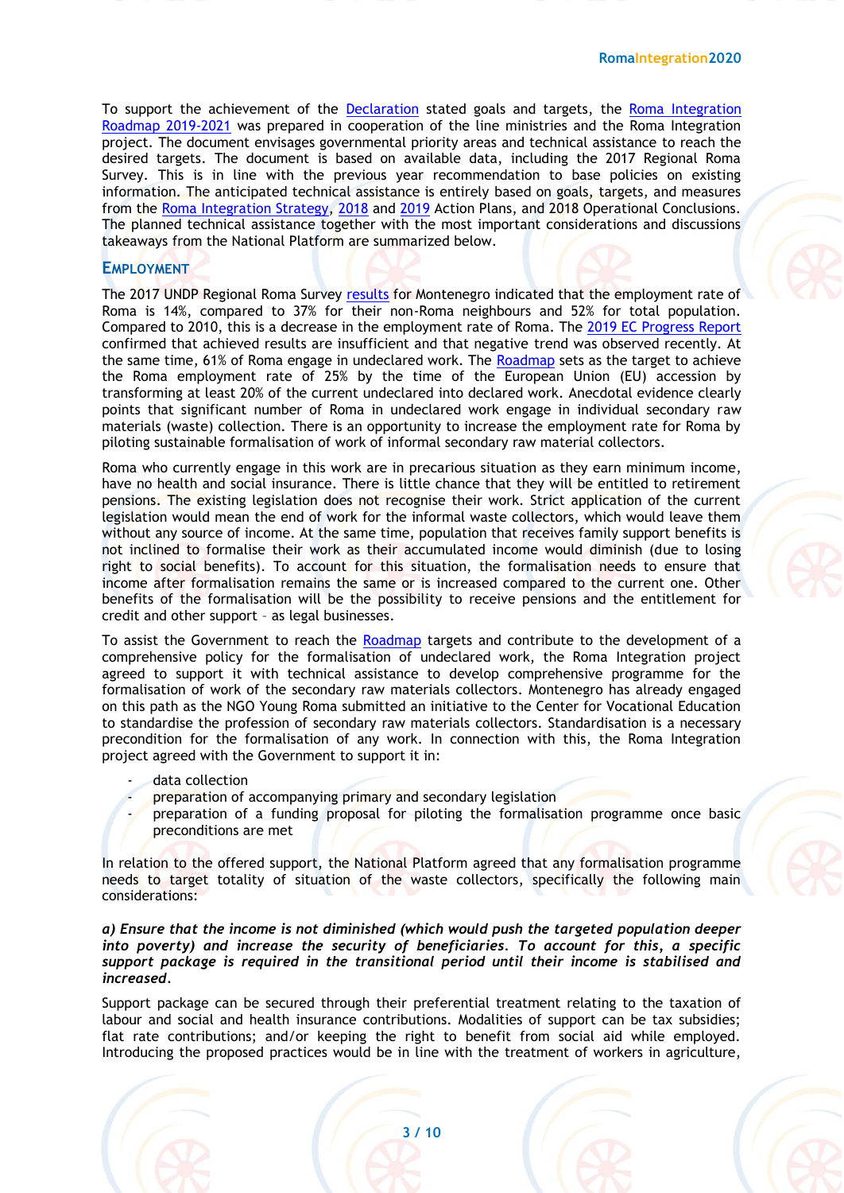To support the achievement of the Declaration stated goals and targets, the Roma Integration Roadmap 2019-2021 was prepared in cooperation of the line ministries and the Roma Integration project. The document envisages governmental priority areas and technical assistance to reach the desired targets. The document is based on available data, including the 2017 Regional Roma Survey. This is in line with the previous year recommendation to base policies on existing information. The anticipated technical assistance is entirely based on goals, targets, and measures from the Roma Integration Strategy, 2018 and 2019 Action Plans, and 2018 Operational Conclusions. The planned technical assistance together with the most important considerations and discussions takeaways from the National Platform are summarized below.

## EMPLOYMENT

The 2017 UNDP Regional Roma Survey results for Montenegro indicated that the employment rate of Roma is 14%, compared to 37% for their non-Roma neighbours and 52% for total population. Compared to 2010, this is a decrease in the employment rate of Roma. The 2019 EC Progress Report confirmed that achieved results are insufficient and that negative trend was observed recently. At the same time, 61% of Roma engage in undeclared work. The Roadmap sets as the target to achieve the Roma employment rate of 25% by the time of the European Union (EU) accession by transforming at least 20% of the current undeclared into declared work. Anecdotal evidence clearly points that significant number of Roma in undeclared work engage in individual secondary raw materials (waste) collection. There is an opportunity to increase the employment rate for Roma by piloting sustainable formalisation of work of informal secondary raw material collectors.

Roma who currently engage in this work are in precarious situation as they earn minimum income, have no health and social insurance. There is little chance that they will be entitled to retirement pensions. The existing legislation does not recognise their work. Strict application of the current legislation would mean the end of work for the informal waste collectors, which would leave them without any source of income. At the same time, population that receives family support benefits is not inclined to formalise their work as their accumulated income would diminish (due to losing right to social benefits). To account for this situation, the formalisation needs to ensure that income after formalisation remains the same or is increased compared to the current one. Other benefits of the formalisation will be the possibility to receive pensions and the entitlement for credit and other support – as legal businesses.

To assist the Government to reach the Roadmap targets and contribute to the development of a comprehensive policy for the formalisation of undeclared work, the Roma Integration project agreed to support it with technical assistance to develop comprehensive programme for the formalisation of work of the secondary raw materials collectors. Montenegro has already engaged on this path as the NGO Young Roma submitted an initiative to the Center for Vocational Education to standardise the profession of secondary raw materials collectors. Standardisation is a necessary precondition for the formalisation of any work. In connection with this, the Roma Integration project agreed with the Government to support it in:

- data collection
- preparation of accompanying primary and secondary legislation
- preparation of a funding proposal for piloting the formalisation programme once basic preconditions are met

In relation to the offered support, the National Platform agreed that any formalisation programme needs to target totality of situation of the waste collectors, specifically the following main considerations:

***a) Ensure that the income is not diminished (which would push the targeted population deeper into poverty) and increase the security of beneficiaries. To account for this, a specific support package is required in the transitional period until their income is stabilised and increased.***

Support package can be secured through their preferential treatment relating to the taxation of labour and social and health insurance contributions. Modalities of support can be tax subsidies; flat rate contributions; and/or keeping the right to benefit from social aid while employed. Introducing the proposed practices would be in line with the treatment of workers in agriculture,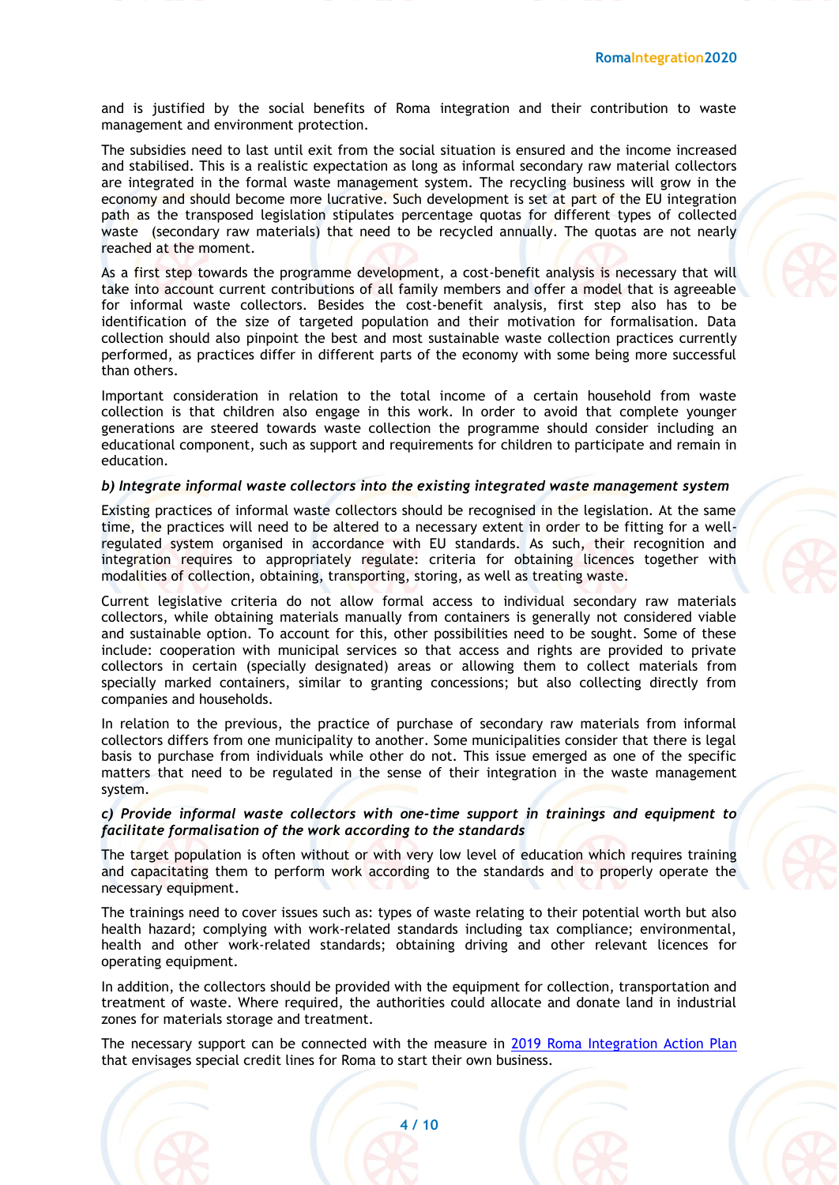and is justified by the social benefits of Roma integration and their contribution to waste management and environment protection.

The subsidies need to last until exit from the social situation is ensured and the income increased and stabilised. This is a realistic expectation as long as informal secondary raw material collectors are integrated in the formal waste management system. The recycling business will grow in the economy and should become more lucrative. Such development is set at part of the EU integration path as the transposed legislation stipulates percentage quotas for different types of collected waste (secondary raw materials) that need to be recycled annually. The quotas are not nearly reached at the moment.

As a first step towards the programme development, a cost-benefit analysis is necessary that will take into account current contributions of all family members and offer a model that is agreeable for informal waste collectors. Besides the cost-benefit analysis, first step also has to be identification of the size of targeted population and their motivation for formalisation. Data collection should also pinpoint the best and most sustainable waste collection practices currently performed, as practices differ in different parts of the economy with some being more successful than others.

Important consideration in relation to the total income of a certain household from waste collection is that children also engage in this work. In order to avoid that complete younger generations are steered towards waste collection the programme should consider including an educational component, such as support and requirements for children to participate and remain in education.

***b) Integrate informal waste collectors into the existing integrated waste management system***

Existing practices of informal waste collectors should be recognised in the legislation. At the same time, the practices will need to be altered to a necessary extent in order to be fitting for a well-regulated system organised in accordance with EU standards. As such, their recognition and integration requires to appropriately regulate: criteria for obtaining licences together with modalities of collection, obtaining, transporting, storing, as well as treating waste.

Current legislative criteria do not allow formal access to individual secondary raw materials collectors, while obtaining materials manually from containers is generally not considered viable and sustainable option. To account for this, other possibilities need to be sought. Some of these include: cooperation with municipal services so that access and rights are provided to private collectors in certain (specially designated) areas or allowing them to collect materials from specially marked containers, similar to granting concessions; but also collecting directly from companies and households.

In relation to the previous, the practice of purchase of secondary raw materials from informal collectors differs from one municipality to another. Some municipalities consider that there is legal basis to purchase from individuals while other do not. This issue emerged as one of the specific matters that need to be regulated in the sense of their integration in the waste management system.

***c) Provide informal waste collectors with one-time support in trainings and equipment to facilitate formalisation of the work according to the standards***

The target population is often without or with very low level of education which requires training and capacitating them to perform work according to the standards and to properly operate the necessary equipment.

The trainings need to cover issues such as: types of waste relating to their potential worth but also health hazard; complying with work-related standards including tax compliance; environmental, health and other work-related standards; obtaining driving and other relevant licences for operating equipment.

In addition, the collectors should be provided with the equipment for collection, transportation and treatment of waste. Where required, the authorities could allocate and donate land in industrial zones for materials storage and treatment.

The necessary support can be connected with the measure in [2019 Roma Integration Action Plan] that envisages special credit lines for Roma to start their own business.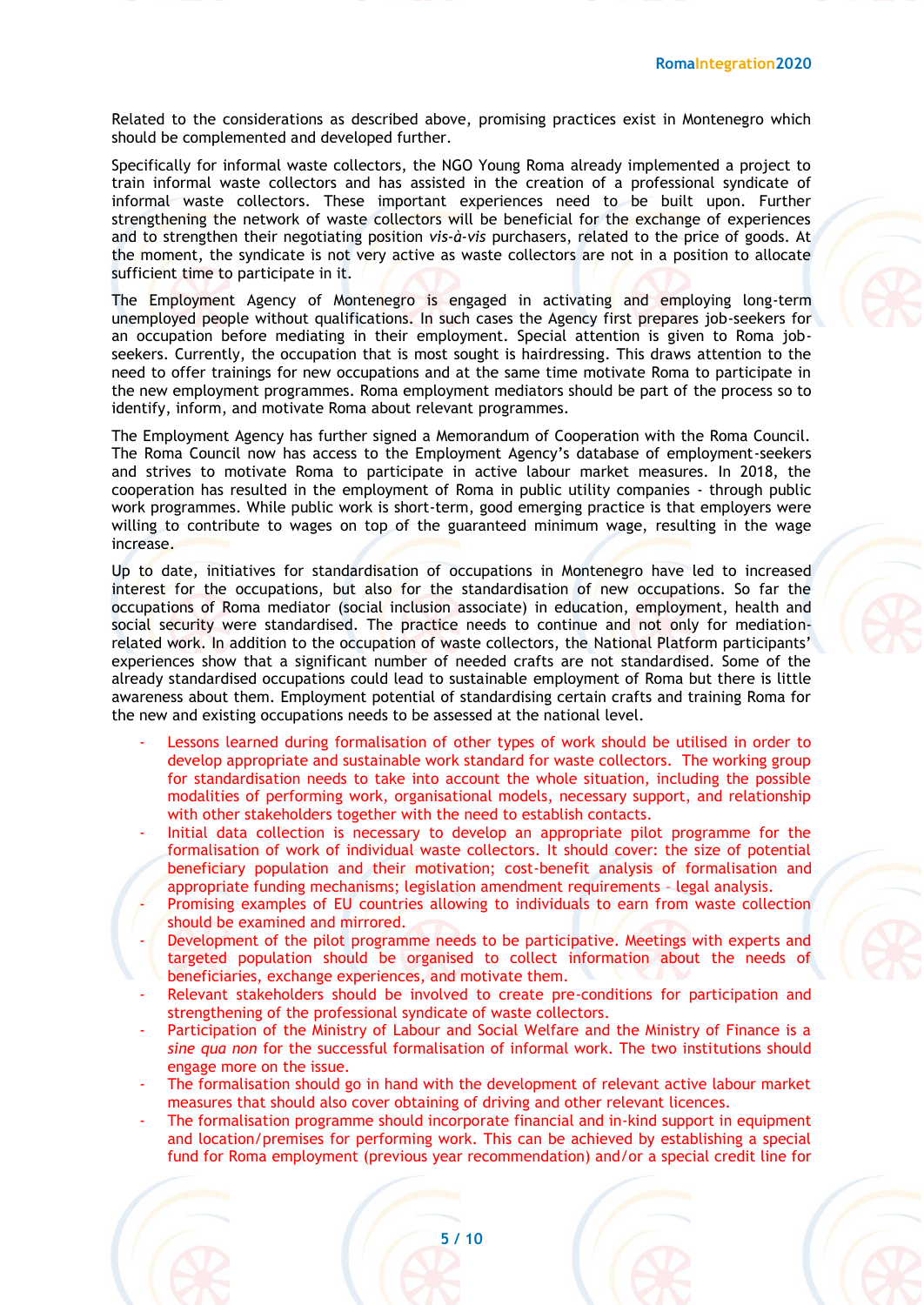Related to the considerations as described above, promising practices exist in Montenegro which should be complemented and developed further.

Specifically for informal waste collectors, the NGO Young Roma already implemented a project to train informal waste collectors and has assisted in the creation of a professional syndicate of informal waste collectors. These important experiences need to be built upon. Further strengthening the network of waste collectors will be beneficial for the exchange of experiences and to strengthen their negotiating position *vis-à-vis* purchasers, related to the price of goods. At the moment, the syndicate is not very active as waste collectors are not in a position to allocate sufficient time to participate in it.

The Employment Agency of Montenegro is engaged in activating and employing long-term unemployed people without qualifications. In such cases the Agency first prepares job-seekers for an occupation before mediating in their employment. Special attention is given to Roma job-seekers. Currently, the occupation that is most sought is hairdressing. This draws attention to the need to offer trainings for new occupations and at the same time motivate Roma to participate in the new employment programmes. Roma employment mediators should be part of the process so to identify, inform, and motivate Roma about relevant programmes.

The Employment Agency has further signed a Memorandum of Cooperation with the Roma Council. The Roma Council now has access to the Employment Agency's database of employment-seekers and strives to motivate Roma to participate in active labour market measures. In 2018, the cooperation has resulted in the employment of Roma in public utility companies - through public work programmes. While public work is short-term, good emerging practice is that employers were willing to contribute to wages on top of the guaranteed minimum wage, resulting in the wage increase.

Up to date, initiatives for standardisation of occupations in Montenegro have led to increased interest for the occupations, but also for the standardisation of new occupations. So far the occupations of Roma mediator (social inclusion associate) in education, employment, health and social security were standardised. The practice needs to continue and not only for mediation-related work. In addition to the occupation of waste collectors, the National Platform participants' experiences show that a significant number of needed crafts are not standardised. Some of the already standardised occupations could lead to sustainable employment of Roma but there is little awareness about them. Employment potential of standardising certain crafts and training Roma for the new and existing occupations needs to be assessed at the national level.

- Lessons learned during formalisation of other types of work should be utilised in order to develop appropriate and sustainable work standard for waste collectors. The working group for standardisation needs to take into account the whole situation, including the possible modalities of performing work, organisational models, necessary support, and relationship with other stakeholders together with the need to establish contacts.
- Initial data collection is necessary to develop an appropriate pilot programme for the formalisation of work of individual waste collectors. It should cover: the size of potential beneficiary population and their motivation; cost-benefit analysis of formalisation and appropriate funding mechanisms; legislation amendment requirements – legal analysis.
- Promising examples of EU countries allowing to individuals to earn from waste collection should be examined and mirrored.
- Development of the pilot programme needs to be participative. Meetings with experts and targeted population should be organised to collect information about the needs of beneficiaries, exchange experiences, and motivate them.
- Relevant stakeholders should be involved to create pre-conditions for participation and strengthening of the professional syndicate of waste collectors.
- Participation of the Ministry of Labour and Social Welfare and the Ministry of Finance is a *sine qua non* for the successful formalisation of informal work. The two institutions should engage more on the issue.
- The formalisation should go in hand with the development of relevant active labour market measures that should also cover obtaining of driving and other relevant licences.
- The formalisation programme should incorporate financial and in-kind support in equipment and location/premises for performing work. This can be achieved by establishing a special fund for Roma employment (previous year recommendation) and/or a special credit line for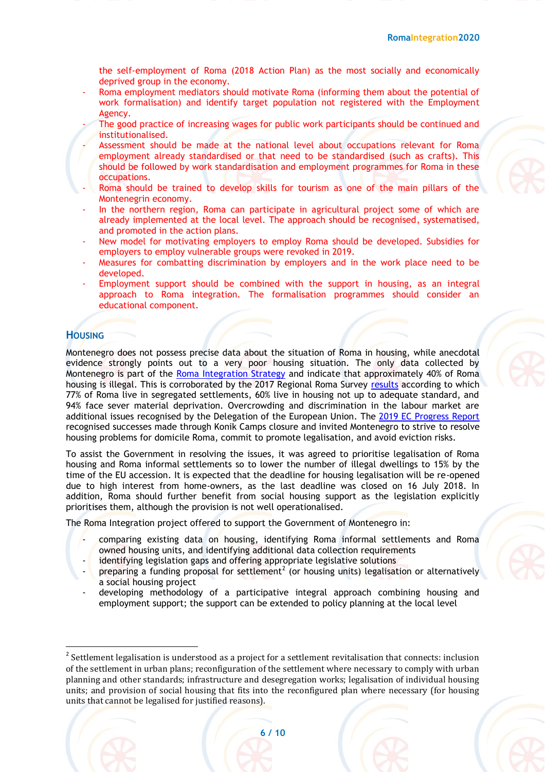the self-employment of Roma (2018 Action Plan) as the most socially and economically deprived group in the economy.
- Roma employment mediators should motivate Roma (informing them about the potential of work formalisation) and identify target population not registered with the Employment Agency.
- The good practice of increasing wages for public work participants should be continued and institutionalised.
- Assessment should be made at the national level about occupations relevant for Roma employment already standardised or that need to be standardised (such as crafts). This should be followed by work standardisation and employment programmes for Roma in these occupations.
- Roma should be trained to develop skills for tourism as one of the main pillars of the Montenegrin economy.
- In the northern region, Roma can participate in agricultural project some of which are already implemented at the local level. The approach should be recognised, systematised, and promoted in the action plans.
- New model for motivating employers to employ Roma should be developed. Subsidies for employers to employ vulnerable groups were revoked in 2019.
- Measures for combatting discrimination by employers and in the work place need to be developed.
- Employment support should be combined with the support in housing, as an integral approach to Roma integration. The formalisation programmes should consider an educational component.

## Housing

Montenegro does not possess precise data about the situation of Roma in housing, while anecdotal evidence strongly points out to a very poor housing situation. The only data collected by Montenegro is part of the Roma Integration Strategy and indicate that approximately 40% of Roma housing is illegal. This is corroborated by the 2017 Regional Roma Survey results according to which 77% of Roma live in segregated settlements, 60% live in housing not up to adequate standard, and 94% face sever material deprivation. Overcrowding and discrimination in the labour market are additional issues recognised by the Delegation of the European Union. The 2019 EC Progress Report recognised successes made through Konik Camps closure and invited Montenegro to strive to resolve housing problems for domicile Roma, commit to promote legalisation, and avoid eviction risks.

To assist the Government in resolving the issues, it was agreed to prioritise legalisation of Roma housing and Roma informal settlements so to lower the number of illegal dwellings to 15% by the time of the EU accession. It is expected that the deadline for housing legalisation will be re-opened due to high interest from home-owners, as the last deadline was closed on 16 July 2018. In addition, Roma should further benefit from social housing support as the legislation explicitly prioritises them, although the provision is not well operationalised.

The Roma Integration project offered to support the Government of Montenegro in:

- comparing existing data on housing, identifying Roma informal settlements and Roma owned housing units, and identifying additional data collection requirements
- identifying legislation gaps and offering appropriate legislative solutions
- preparing a funding proposal for settlement[2] (or housing units) legalisation or alternatively a social housing project
- developing methodology of a participative integral approach combining housing and employment support; the support can be extended to policy planning at the local level

[2] Settlement legalisation is understood as a project for a settlement revitalisation that connects: inclusion of the settlement in urban plans; reconfiguration of the settlement where necessary to comply with urban planning and other standards; infrastructure and desegregation works; legalisation of individual housing units; and provision of social housing that fits into the reconfigured plan where necessary (for housing units that cannot be legalised for justified reasons).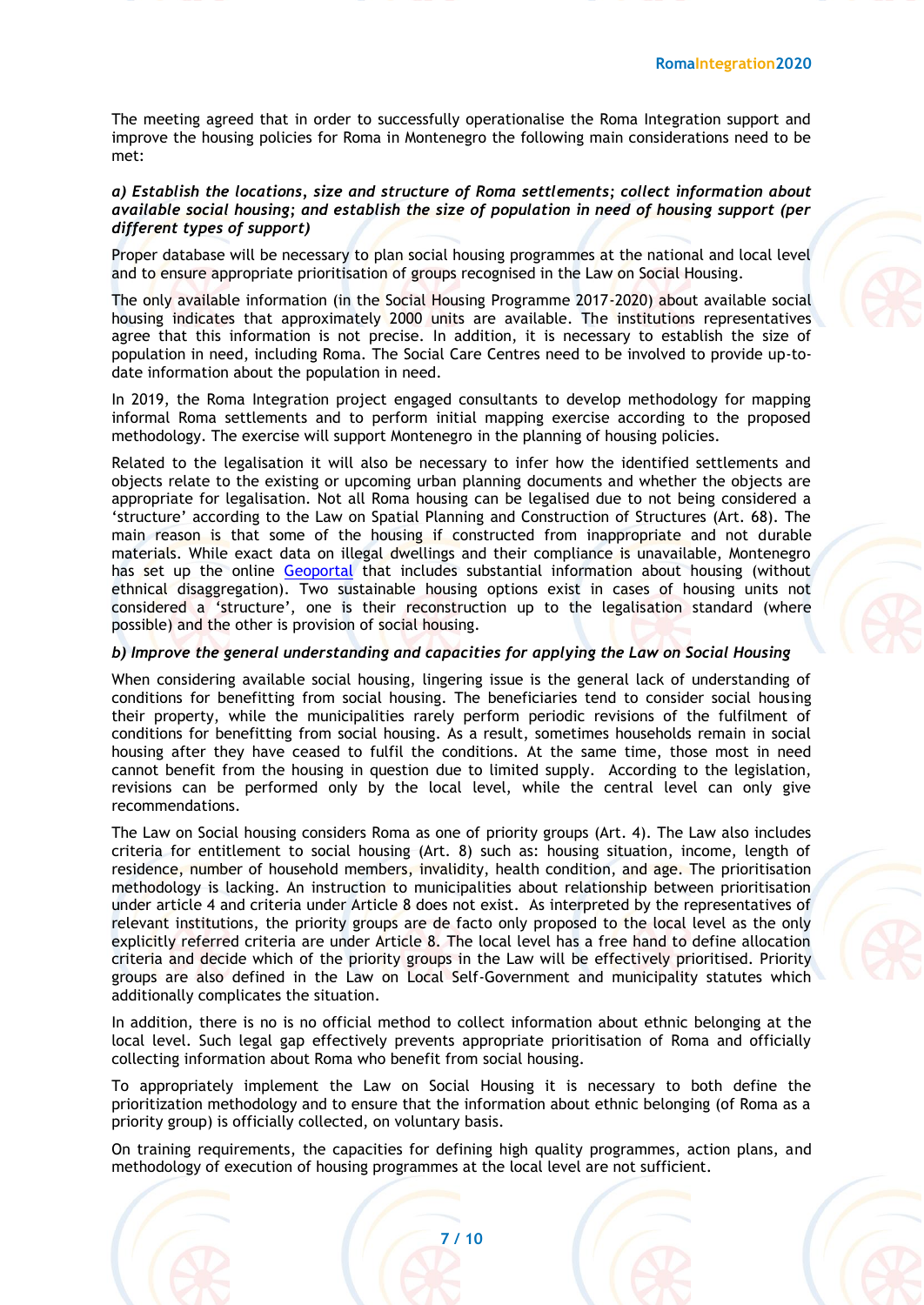The meeting agreed that in order to successfully operationalise the Roma Integration support and improve the housing policies for Roma in Montenegro the following main considerations need to be met:

***a) Establish the locations, size and structure of Roma settlements; collect information about available social housing; and establish the size of population in need of housing support (per different types of support)***

Proper database will be necessary to plan social housing programmes at the national and local level and to ensure appropriate prioritisation of groups recognised in the Law on Social Housing.

The only available information (in the Social Housing Programme 2017-2020) about available social housing indicates that approximately 2000 units are available. The institutions representatives agree that this information is not precise. In addition, it is necessary to establish the size of population in need, including Roma. The Social Care Centres need to be involved to provide up-to-date information about the population in need.

In 2019, the Roma Integration project engaged consultants to develop methodology for mapping informal Roma settlements and to perform initial mapping exercise according to the proposed methodology. The exercise will support Montenegro in the planning of housing policies.

Related to the legalisation it will also be necessary to infer how the identified settlements and objects relate to the existing or upcoming urban planning documents and whether the objects are appropriate for legalisation. Not all Roma housing can be legalised due to not being considered a 'structure' according to the Law on Spatial Planning and Construction of Structures (Art. 68). The main reason is that some of the housing if constructed from inappropriate and not durable materials. While exact data on illegal dwellings and their compliance is unavailable, Montenegro has set up the online Geoportal that includes substantial information about housing (without ethnical disaggregation). Two sustainable housing options exist in cases of housing units not considered a 'structure', one is their reconstruction up to the legalisation standard (where possible) and the other is provision of social housing.

***b) Improve the general understanding and capacities for applying the Law on Social Housing***

When considering available social housing, lingering issue is the general lack of understanding of conditions for benefitting from social housing. The beneficiaries tend to consider social housing their property, while the municipalities rarely perform periodic revisions of the fulfilment of conditions for benefitting from social housing. As a result, sometimes households remain in social housing after they have ceased to fulfil the conditions. At the same time, those most in need cannot benefit from the housing in question due to limited supply. According to the legislation, revisions can be performed only by the local level, while the central level can only give recommendations.

The Law on Social housing considers Roma as one of priority groups (Art. 4). The Law also includes criteria for entitlement to social housing (Art. 8) such as: housing situation, income, length of residence, number of household members, invalidity, health condition, and age. The prioritisation methodology is lacking. An instruction to municipalities about relationship between prioritisation under article 4 and criteria under Article 8 does not exist. As interpreted by the representatives of relevant institutions, the priority groups are de facto only proposed to the local level as the only explicitly referred criteria are under Article 8. The local level has a free hand to define allocation criteria and decide which of the priority groups in the Law will be effectively prioritised. Priority groups are also defined in the Law on Local Self-Government and municipality statutes which additionally complicates the situation.

In addition, there is no is no official method to collect information about ethnic belonging at the local level. Such legal gap effectively prevents appropriate prioritisation of Roma and officially collecting information about Roma who benefit from social housing.

To appropriately implement the Law on Social Housing it is necessary to both define the prioritization methodology and to ensure that the information about ethnic belonging (of Roma as a priority group) is officially collected, on voluntary basis.

On training requirements, the capacities for defining high quality programmes, action plans, and methodology of execution of housing programmes at the local level are not sufficient.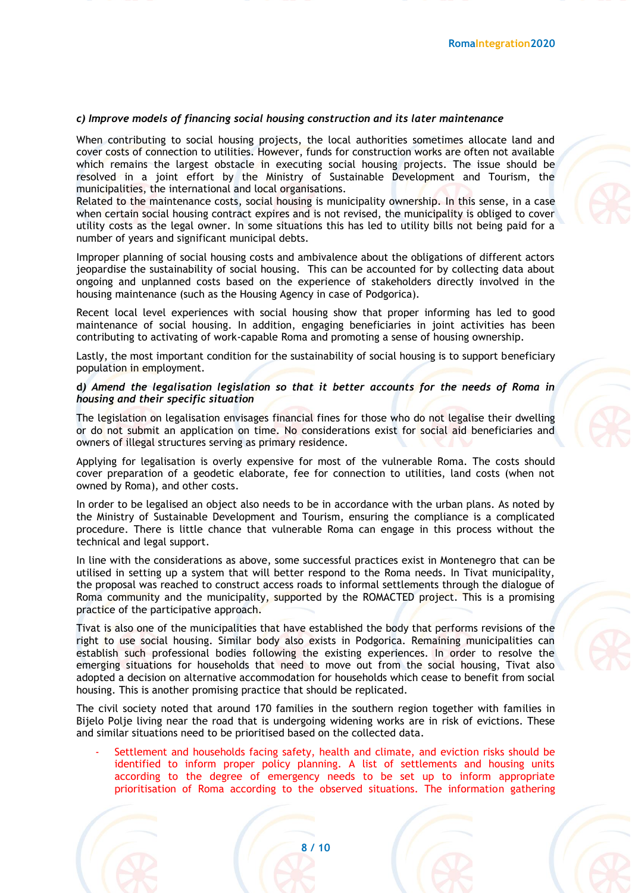*c) Improve models of financing social housing construction and its later maintenance*

When contributing to social housing projects, the local authorities sometimes allocate land and cover costs of connection to utilities. However, funds for construction works are often not available which remains the largest obstacle in executing social housing projects. The issue should be resolved in a joint effort by the Ministry of Sustainable Development and Tourism, the municipalities, the international and local organisations.
Related to the maintenance costs, social housing is municipality ownership. In this sense, in a case when certain social housing contract expires and is not revised, the municipality is obliged to cover utility costs as the legal owner. In some situations this has led to utility bills not being paid for a number of years and significant municipal debts.

Improper planning of social housing costs and ambivalence about the obligations of different actors jeopardise the sustainability of social housing. This can be accounted for by collecting data about ongoing and unplanned costs based on the experience of stakeholders directly involved in the housing maintenance (such as the Housing Agency in case of Podgorica).

Recent local level experiences with social housing show that proper informing has led to good maintenance of social housing. In addition, engaging beneficiaries in joint activities has been contributing to activating of work-capable Roma and promoting a sense of housing ownership.

Lastly, the most important condition for the sustainability of social housing is to support beneficiary population in employment.

**d*) Amend the legalisation legislation so that it better accounts for the needs of Roma in housing and their specific situation***

The legislation on legalisation envisages financial fines for those who do not legalise their dwelling or do not submit an application on time. No considerations exist for social aid beneficiaries and owners of illegal structures serving as primary residence.

Applying for legalisation is overly expensive for most of the vulnerable Roma. The costs should cover preparation of a geodetic elaborate, fee for connection to utilities, land costs (when not owned by Roma), and other costs.

In order to be legalised an object also needs to be in accordance with the urban plans. As noted by the Ministry of Sustainable Development and Tourism, ensuring the compliance is a complicated procedure. There is little chance that vulnerable Roma can engage in this process without the technical and legal support.

In line with the considerations as above, some successful practices exist in Montenegro that can be utilised in setting up a system that will better respond to the Roma needs. In Tivat municipality, the proposal was reached to construct access roads to informal settlements through the dialogue of Roma community and the municipality, supported by the ROMACTED project. This is a promising practice of the participative approach.

Tivat is also one of the municipalities that have established the body that performs revisions of the right to use social housing. Similar body also exists in Podgorica. Remaining municipalities can establish such professional bodies following the existing experiences. In order to resolve the emerging situations for households that need to move out from the social housing, Tivat also adopted a decision on alternative accommodation for households which cease to benefit from social housing. This is another promising practice that should be replicated.

The civil society noted that around 170 families in the southern region together with families in Bijelo Polje living near the road that is undergoing widening works are in risk of evictions. These and similar situations need to be prioritised based on the collected data.

- Settlement and households facing safety, health and climate, and eviction risks should be identified to inform proper policy planning. A list of settlements and housing units according to the degree of emergency needs to be set up to inform appropriate prioritisation of Roma according to the observed situations. The information gathering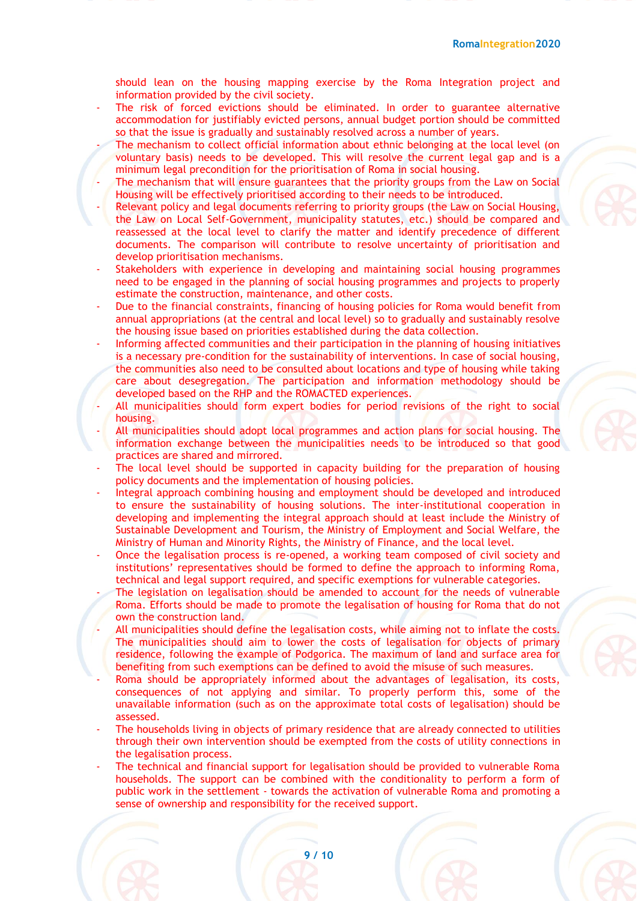should lean on the housing mapping exercise by the Roma Integration project and information provided by the civil society.

- The risk of forced evictions should be eliminated. In order to guarantee alternative accommodation for justifiably evicted persons, annual budget portion should be committed so that the issue is gradually and sustainably resolved across a number of years.
- The mechanism to collect official information about ethnic belonging at the local level (on voluntary basis) needs to be developed. This will resolve the current legal gap and is a minimum legal precondition for the prioritisation of Roma in social housing.
- The mechanism that will ensure guarantees that the priority groups from the Law on Social Housing will be effectively prioritised according to their needs to be introduced.
- Relevant policy and legal documents referring to priority groups (the Law on Social Housing, the Law on Local Self-Government, municipality statutes, etc.) should be compared and reassessed at the local level to clarify the matter and identify precedence of different documents. The comparison will contribute to resolve uncertainty of prioritisation and develop prioritisation mechanisms.
- Stakeholders with experience in developing and maintaining social housing programmes need to be engaged in the planning of social housing programmes and projects to properly estimate the construction, maintenance, and other costs.
- Due to the financial constraints, financing of housing policies for Roma would benefit from annual appropriations (at the central and local level) so to gradually and sustainably resolve the housing issue based on priorities established during the data collection.
- Informing affected communities and their participation in the planning of housing initiatives is a necessary pre-condition for the sustainability of interventions. In case of social housing, the communities also need to be consulted about locations and type of housing while taking care about desegregation. The participation and information methodology should be developed based on the RHP and the ROMACTED experiences.
- All municipalities should form expert bodies for period revisions of the right to social housing.
- All municipalities should adopt local programmes and action plans for social housing. The information exchange between the municipalities needs to be introduced so that good practices are shared and mirrored.
- The local level should be supported in capacity building for the preparation of housing policy documents and the implementation of housing policies.
- Integral approach combining housing and employment should be developed and introduced to ensure the sustainability of housing solutions. The inter-institutional cooperation in developing and implementing the integral approach should at least include the Ministry of Sustainable Development and Tourism, the Ministry of Employment and Social Welfare, the Ministry of Human and Minority Rights, the Ministry of Finance, and the local level.
- Once the legalisation process is re-opened, a working team composed of civil society and institutions' representatives should be formed to define the approach to informing Roma, technical and legal support required, and specific exemptions for vulnerable categories.
- The legislation on legalisation should be amended to account for the needs of vulnerable Roma. Efforts should be made to promote the legalisation of housing for Roma that do not own the construction land.
- All municipalities should define the legalisation costs, while aiming not to inflate the costs. The municipalities should aim to lower the costs of legalisation for objects of primary residence, following the example of Podgorica. The maximum of land and surface area for benefiting from such exemptions can be defined to avoid the misuse of such measures.
- Roma should be appropriately informed about the advantages of legalisation, its costs, consequences of not applying and similar. To properly perform this, some of the unavailable information (such as on the approximate total costs of legalisation) should be assessed.
- The households living in objects of primary residence that are already connected to utilities through their own intervention should be exempted from the costs of utility connections in the legalisation process.
- The technical and financial support for legalisation should be provided to vulnerable Roma households. The support can be combined with the conditionality to perform a form of public work in the settlement - towards the activation of vulnerable Roma and promoting a sense of ownership and responsibility for the received support.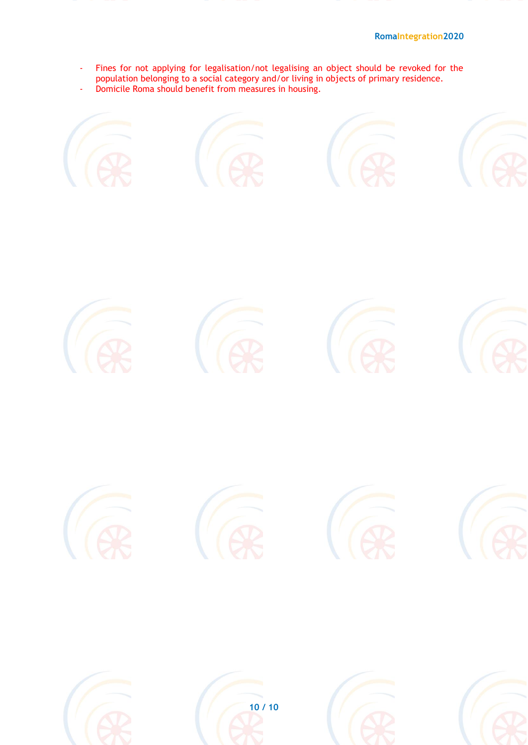- Fines for not applying for legalisation/not legalising an object should be revoked for the population belonging to a social category and/or living in objects of primary residence.
- Domicile Roma should benefit from measures in housing.